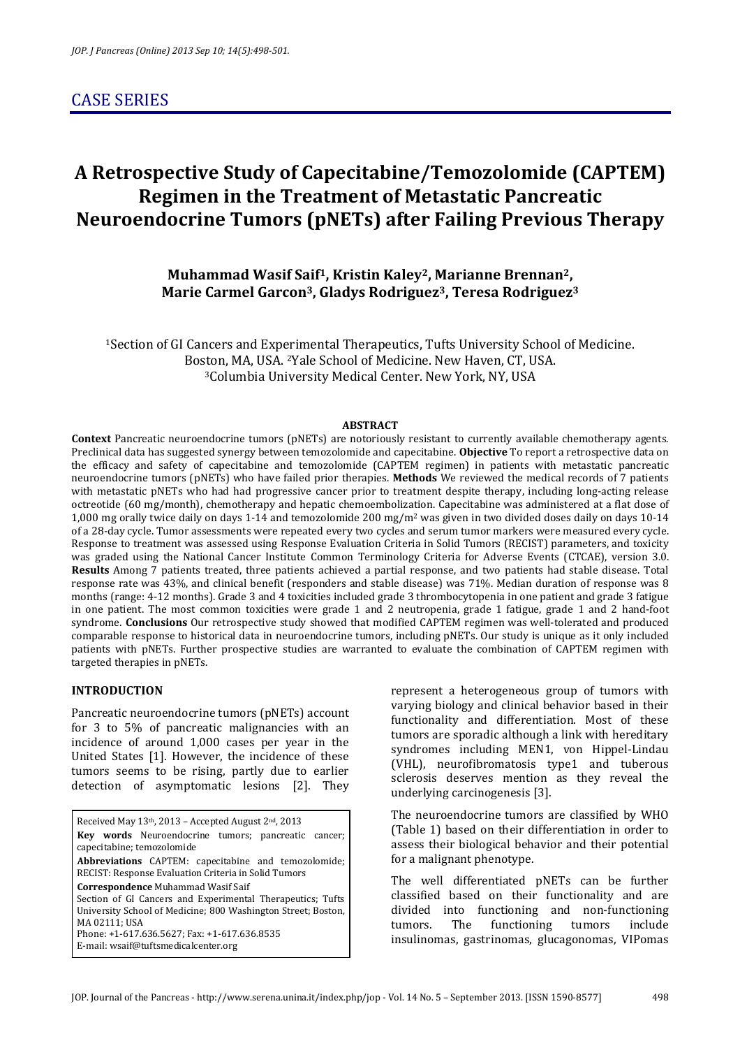## CASE SERIES

# A Retrospective Study of Capecitabine/Temozolomide (CAPTEM) Regimen in the Treatment of Metastatic Pancreatic Neuroendocrine Tumors (pNETs) after Failing Previous Therapy

**Muhammad Wasif Saif[1], Kristin Kaley[2], Marianne Brennan[2], Marie Carmel Garcon[3], Gladys Rodriguez[3], Teresa Rodriguez[3]**

[1]Section of GI Cancers and Experimental Therapeutics, Tufts University School of Medicine. Boston, MA, USA. [2]Yale School of Medicine. New Haven, CT, USA. [3]Columbia University Medical Center. New York, NY, USA

### ABSTRACT

**Context** Pancreatic neuroendocrine tumors (pNETs) are notoriously resistant to currently available chemotherapy agents. Preclinical data has suggested synergy between temozolomide and capecitabine. **Objective** To report a retrospective data on the efficacy and safety of capecitabine and temozolomide (CAPTEM regimen) in patients with metastatic pancreatic neuroendocrine tumors (pNETs) who have failed prior therapies. **Methods** We reviewed the medical records of 7 patients with metastatic pNETs who had had progressive cancer prior to treatment despite therapy, including long-acting release octreotide (60 mg/month), chemotherapy and hepatic chemoembolization. Capecitabine was administered at a flat dose of 1,000 mg orally twice daily on days 1-14 and temozolomide 200 mg/m$^2$ was given in two divided doses daily on days 10-14 of a 28-day cycle. Tumor assessments were repeated every two cycles and serum tumor markers were measured every cycle. Response to treatment was assessed using Response Evaluation Criteria in Solid Tumors (RECIST) parameters, and toxicity was graded using the National Cancer Institute Common Terminology Criteria for Adverse Events (CTCAE), version 3.0. **Results** Among 7 patients treated, three patients achieved a partial response, and two patients had stable disease. Total response rate was 43%, and clinical benefit (responders and stable disease) was 71%. Median duration of response was 8 months (range: 4-12 months). Grade 3 and 4 toxicities included grade 3 thrombocytopenia in one patient and grade 3 fatigue in one patient. The most common toxicities were grade 1 and 2 neutropenia, grade 1 fatigue, grade 1 and 2 hand-foot syndrome. **Conclusions** Our retrospective study showed that modified CAPTEM regimen was well-tolerated and produced comparable response to historical data in neuroendocrine tumors, including pNETs. Our study is unique as it only included patients with pNETs. Further prospective studies are warranted to evaluate the combination of CAPTEM regimen with targeted therapies in pNETs.

### INTRODUCTION

Pancreatic neuroendocrine tumors (pNETs) account for 3 to 5% of pancreatic malignancies with an incidence of around 1,000 cases per year in the United States [1]. However, the incidence of these tumors seems to be rising, partly due to earlier detection of asymptomatic lesions [2]. They represent a heterogeneous group of tumors with varying biology and clinical behavior based in their functionality and differentiation. Most of these tumors are sporadic although a link with hereditary syndromes including MEN1, von Hippel-Lindau (VHL), neurofibromatosis type1 and tuberous sclerosis deserves mention as they reveal the underlying carcinogenesis [3].

The neuroendocrine tumors are classified by WHO (Table 1) based on their differentiation in order to assess their biological behavior and their potential for a malignant phenotype.

The well differentiated pNETs can be further classified based on their functionality and are divided into functioning and non-functioning tumors. The functioning tumors include insulinomas, gastrinomas, glucagonomas, VIPomas

Received May 13th, 2013 – Accepted August 2nd, 2013

**Key words** Neuroendocrine tumors; pancreatic cancer; capecitabine; temozolomide

**Abbreviations** CAPTEM: capecitabine and temozolomide; RECIST: Response Evaluation Criteria in Solid Tumors

**Correspondence** Muhammad Wasif Saif
Section of GI Cancers and Experimental Therapeutics; Tufts University School of Medicine; 800 Washington Street; Boston, MA 02111; USA
Phone: +1-617.636.5627; Fax: +1-617.636.8535
E-mail: wsaif@tuftsmedicalcenter.org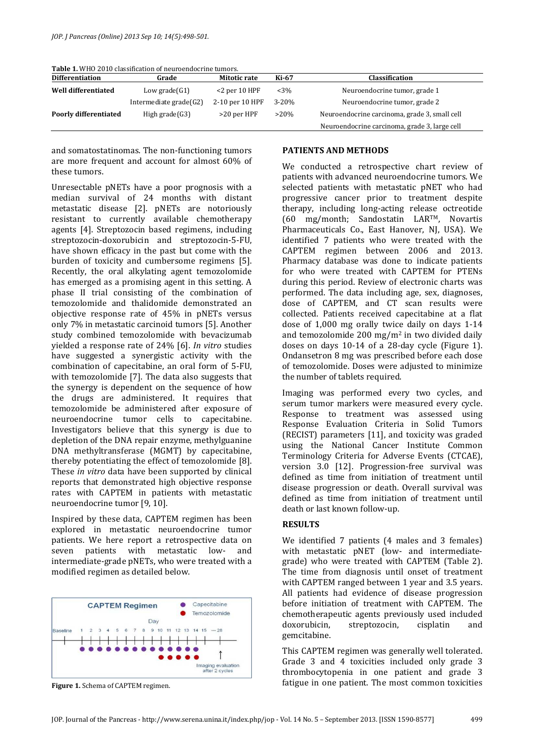**Table 1.** WHO 2010 classification of neuroendocrine tumors.

| Differentiation | Grade | Mitotic rate | Ki-67 | Classification |
|---|---|---|---|---|
| Well differentiated | Low grade(G1) | <2 per 10 HPF | <3% | Neuroendocrine tumor, grade 1 |
| | Intermediate grade(G2) | 2-10 per 10 HPF | 3-20% | Neuroendocrine tumor, grade 2 |
| Poorly differentiated | High grade(G3) | >20 per HPF | >20% | Neuroendocrine carcinoma, grade 3, small cell |
| | | | | Neuroendocrine carcinoma, grade 3, large cell |

and somatostatinomas. The non-functioning tumors are more frequent and account for almost 60% of these tumors.

Unresectable pNETs have a poor prognosis with a median survival of 24 months with distant metastatic disease [2]. pNETs are notoriously resistant to currently available chemotherapy agents [4]. Streptozocin based regimens, including streptozocin-doxorubicin and streptozocin-5-FU, have shown efficacy in the past but come with the burden of toxicity and cumbersome regimens [5]. Recently, the oral alkylating agent temozolomide has emerged as a promising agent in this setting. A phase II trial consisting of the combination of temozolomide and thalidomide demonstrated an objective response rate of 45% in pNETs versus only 7% in metastatic carcinoid tumors [5]. Another study combined temozolomide with bevacizumab yielded a response rate of 24% [6]. *In vitro* studies have suggested a synergistic activity with the combination of capecitabine, an oral form of 5-FU, with temozolomide [7]. The data also suggests that the synergy is dependent on the sequence of how the drugs are administered. It requires that temozolomide be administered after exposure of neuroendocrine tumor cells to capecitabine. Investigators believe that this synergy is due to depletion of the DNA repair enzyme, methylguanine DNA methyltransferase (MGMT) by capecitabine, thereby potentiating the effect of temozolomide [8]. These *in vitro* data have been supported by clinical reports that demonstrated high objective response rates with CAPTEM in patients with metastatic neuroendocrine tumor [9, 10].

Inspired by these data, CAPTEM regimen has been explored in metastatic neuroendocrine tumor patients. We here report a retrospective data on seven patients with metastatic low- and intermediate-grade pNETs, who were treated with a modified regimen as detailed below.

**Figure 1.** Schema of CAPTEM regimen.

## PATIENTS AND METHODS

We conducted a retrospective chart review of patients with advanced neuroendocrine tumors. We selected patients with metastatic pNET who had progressive cancer prior to treatment despite therapy, including long-acting release octreotide (60 mg/month; Sandostatin LAR™, Novartis Pharmaceuticals Co., East Hanover, NJ, USA). We identified 7 patients who were treated with the CAPTEM regimen between 2006 and 2013. Pharmacy database was done to indicate patients for who were treated with CAPTEM for PTENs during this period. Review of electronic charts was performed. The data including age, sex, diagnoses, dose of CAPTEM, and CT scan results were collected. Patients received capecitabine at a flat dose of 1,000 mg orally twice daily on days 1-14 and temozolomide 200 mg/m$^2$ in two divided daily doses on days 10-14 of a 28-day cycle (Figure 1). Ondansetron 8 mg was prescribed before each dose of temozolomide. Doses were adjusted to minimize the number of tablets required.

Imaging was performed every two cycles, and serum tumor markers were measured every cycle. Response to treatment was assessed using Response Evaluation Criteria in Solid Tumors (RECIST) parameters [11], and toxicity was graded using the National Cancer Institute Common Terminology Criteria for Adverse Events (CTCAE), version 3.0 [12]. Progression-free survival was defined as time from initiation of treatment until disease progression or death. Overall survival was defined as time from initiation of treatment until death or last known follow-up.

## RESULTS

We identified 7 patients (4 males and 3 females) with metastatic pNET (low- and intermediate-grade) who were treated with CAPTEM (Table 2). The time from diagnosis until onset of treatment with CAPTEM ranged between 1 year and 3.5 years. All patients had evidence of disease progression before initiation of treatment with CAPTEM. The chemotherapeutic agents previously used included doxorubicin, streptozocin, cisplatin and gemcitabine.

This CAPTEM regimen was generally well tolerated. Grade 3 and 4 toxicities included only grade 3 thrombocytopenia in one patient and grade 3 fatigue in one patient. The most common toxicities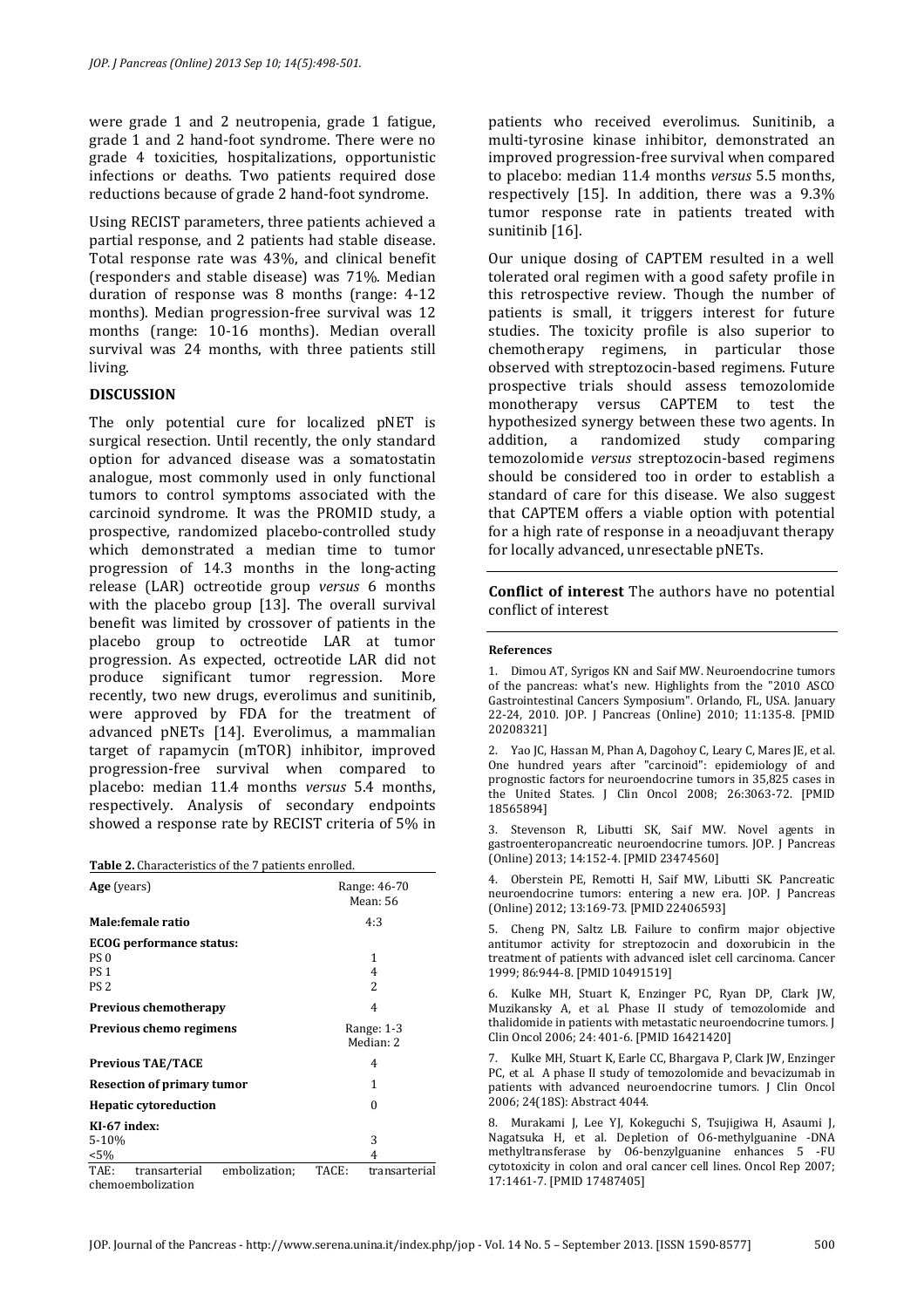were grade 1 and 2 neutropenia, grade 1 fatigue, grade 1 and 2 hand-foot syndrome. There were no grade 4 toxicities, hospitalizations, opportunistic infections or deaths. Two patients required dose reductions because of grade 2 hand-foot syndrome.

Using RECIST parameters, three patients achieved a partial response, and 2 patients had stable disease. Total response rate was 43%, and clinical benefit (responders and stable disease) was 71%. Median duration of response was 8 months (range: 4-12 months). Median progression-free survival was 12 months (range: 10-16 months). Median overall survival was 24 months, with three patients still living.

## DISCUSSION

The only potential cure for localized pNET is surgical resection. Until recently, the only standard option for advanced disease was a somatostatin analogue, most commonly used in only functional tumors to control symptoms associated with the carcinoid syndrome. It was the PROMID study, a prospective, randomized placebo-controlled study which demonstrated a median time to tumor progression of 14.3 months in the long-acting release (LAR) octreotide group *versus* 6 months with the placebo group [13]. The overall survival benefit was limited by crossover of patients in the placebo group to octreotide LAR at tumor progression. As expected, octreotide LAR did not produce significant tumor regression. More recently, two new drugs, everolimus and sunitinib, were approved by FDA for the treatment of advanced pNETs [14]. Everolimus, a mammalian target of rapamycin (mTOR) inhibitor, improved progression-free survival when compared to placebo: median 11.4 months *versus* 5.4 months, respectively. Analysis of secondary endpoints showed a response rate by RECIST criteria of 5% in patients who received everolimus. Sunitinib, a multi-tyrosine kinase inhibitor, demonstrated an improved progression-free survival when compared to placebo: median 11.4 months *versus* 5.5 months, respectively [15]. In addition, there was a 9.3% tumor response rate in patients treated with sunitinib [16].

**Table 2.** Characteristics of the 7 patients enrolled.

| | |
|---|---|
| **Age** (years) | Range: 46-70<br>Mean: 56 |
| **Male:female ratio** | 4:3 |
| **ECOG performance status:** | |
| PS 0 | 1 |
| PS 1 | 4 |
| PS 2 | 2 |
| **Previous chemotherapy** | 4 |
| **Previous chemo regimens** | Range: 1-3<br>Median: 2 |
| **Previous TAE/TACE** | 4 |
| **Resection of primary tumor** | 1 |
| **Hepatic cytoreduction** | 0 |
| **KI-67 index:** | |
| 5-10% | 3 |
| <5% | 4 |

TAE: transarterial embolization; TACE: transarterial chemoembolization

Our unique dosing of CAPTEM resulted in a well tolerated oral regimen with a good safety profile in this retrospective review. Though the number of patients is small, it triggers interest for future studies. The toxicity profile is also superior to chemotherapy regimens, in particular those observed with streptozocin-based regimens. Future prospective trials should assess temozolomide monotherapy versus CAPTEM to test the hypothesized synergy between these two agents. In addition, a randomized study comparing temozolomide *versus* streptozocin-based regimens should be considered too in order to establish a standard of care for this disease. We also suggest that CAPTEM offers a viable option with potential for a high rate of response in a neoadjuvant therapy for locally advanced, unresectable pNETs.

**Conflict of interest** The authors have no potential conflict of interest

#### References

1. Dimou AT, Syrigos KN and Saif MW. Neuroendocrine tumors of the pancreas: what's new. Highlights from the "2010 ASCO Gastrointestinal Cancers Symposium". Orlando, FL, USA. January 22-24, 2010. JOP. J Pancreas (Online) 2010; 11:135-8. [PMID 20208321]

2. Yao JC, Hassan M, Phan A, Dagohoy C, Leary C, Mares JE, et al. One hundred years after "carcinoid": epidemiology of and prognostic factors for neuroendocrine tumors in 35,825 cases in the United States. J Clin Oncol 2008; 26:3063-72. [PMID 18565894]

3. Stevenson R, Libutti SK, Saif MW. Novel agents in gastroenteropancreatic neuroendocrine tumors. JOP. J Pancreas (Online) 2013; 14:152-4. [PMID 23474560]

4. Oberstein PE, Remotti H, Saif MW, Libutti SK. Pancreatic neuroendocrine tumors: entering a new era. JOP. J Pancreas (Online) 2012; 13:169-73. [PMID 22406593]

5. Cheng PN, Saltz LB. Failure to confirm major objective antitumor activity for streptozocin and doxorubicin in the treatment of patients with advanced islet cell carcinoma. Cancer 1999; 86:944-8. [PMID 10491519]

6. Kulke MH, Stuart K, Enzinger PC, Ryan DP, Clark JW, Muzikansky A, et al. Phase II study of temozolomide and thalidomide in patients with metastatic neuroendocrine tumors. J Clin Oncol 2006; 24: 401-6. [PMID 16421420]

7. Kulke MH, Stuart K, Earle CC, Bhargava P, Clark JW, Enzinger PC, et al. A phase II study of temozolomide and bevacizumab in patients with advanced neuroendocrine tumors. J Clin Oncol 2006; 24(18S): Abstract 4044.

8. Murakami J, Lee YJ, Kokeguchi S, Tsujigiwa H, Asaumi J, Nagatsuka H, et al. Depletion of O6-methylguanine -DNA methyltransferase by O6-benzylguanine enhances 5 -FU cytotoxicity in colon and oral cancer cell lines. Oncol Rep 2007; 17:1461-7. [PMID 17487405]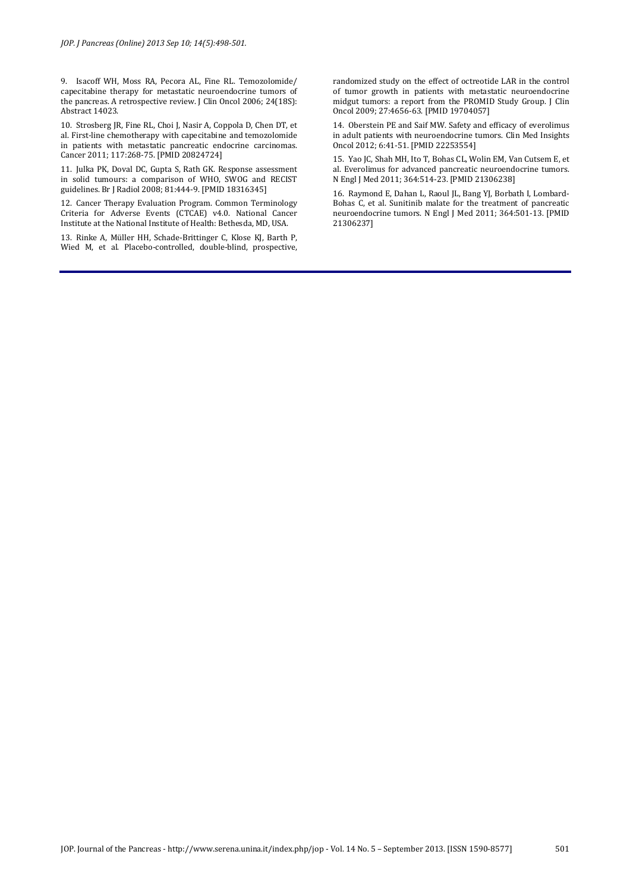9. Isacoff WH, Moss RA, Pecora AL, Fine RL. Temozolomide/capecitabine therapy for metastatic neuroendocrine tumors of the pancreas. A retrospective review. J Clin Oncol 2006; 24(18S): Abstract 14023.

10. Strosberg JR, Fine RL, Choi J, Nasir A, Coppola D, Chen DT, et al. First-line chemotherapy with capecitabine and temozolomide in patients with metastatic pancreatic endocrine carcinomas. Cancer 2011; 117:268-75. [PMID 20824724]

11. Julka PK, Doval DC, Gupta S, Rath GK. Response assessment in solid tumours: a comparison of WHO, SWOG and RECIST guidelines. Br J Radiol 2008; 81:444-9. [PMID 18316345]

12. Cancer Therapy Evaluation Program. Common Terminology Criteria for Adverse Events (CTCAE) v4.0. National Cancer Institute at the National Institute of Health: Bethesda, MD, USA.

13. Rinke A, Müller HH, Schade-Brittinger C, Klose KJ, Barth P, Wied M, et al. Placebo-controlled, double-blind, prospective, randomized study on the effect of octreotide LAR in the control of tumor growth in patients with metastatic neuroendocrine midgut tumors: a report from the PROMID Study Group. J Clin Oncol 2009; 27:4656-63. [PMID 19704057]

14. Oberstein PE and Saif MW. Safety and efficacy of everolimus in adult patients with neuroendocrine tumors. Clin Med Insights Oncol 2012; 6:41-51. [PMID 22253554]

15. Yao JC, Shah MH, Ito T, Bohas CL, Wolin EM, Van Cutsem E, et al. Everolimus for advanced pancreatic neuroendocrine tumors. N Engl J Med 2011; 364:514-23. [PMID 21306238]

16. Raymond E, Dahan L, Raoul JL, Bang YJ, Borbath I, Lombard-Bohas C, et al. Sunitinib malate for the treatment of pancreatic neuroendocrine tumors. N Engl J Med 2011; 364:501-13. [PMID 21306237]